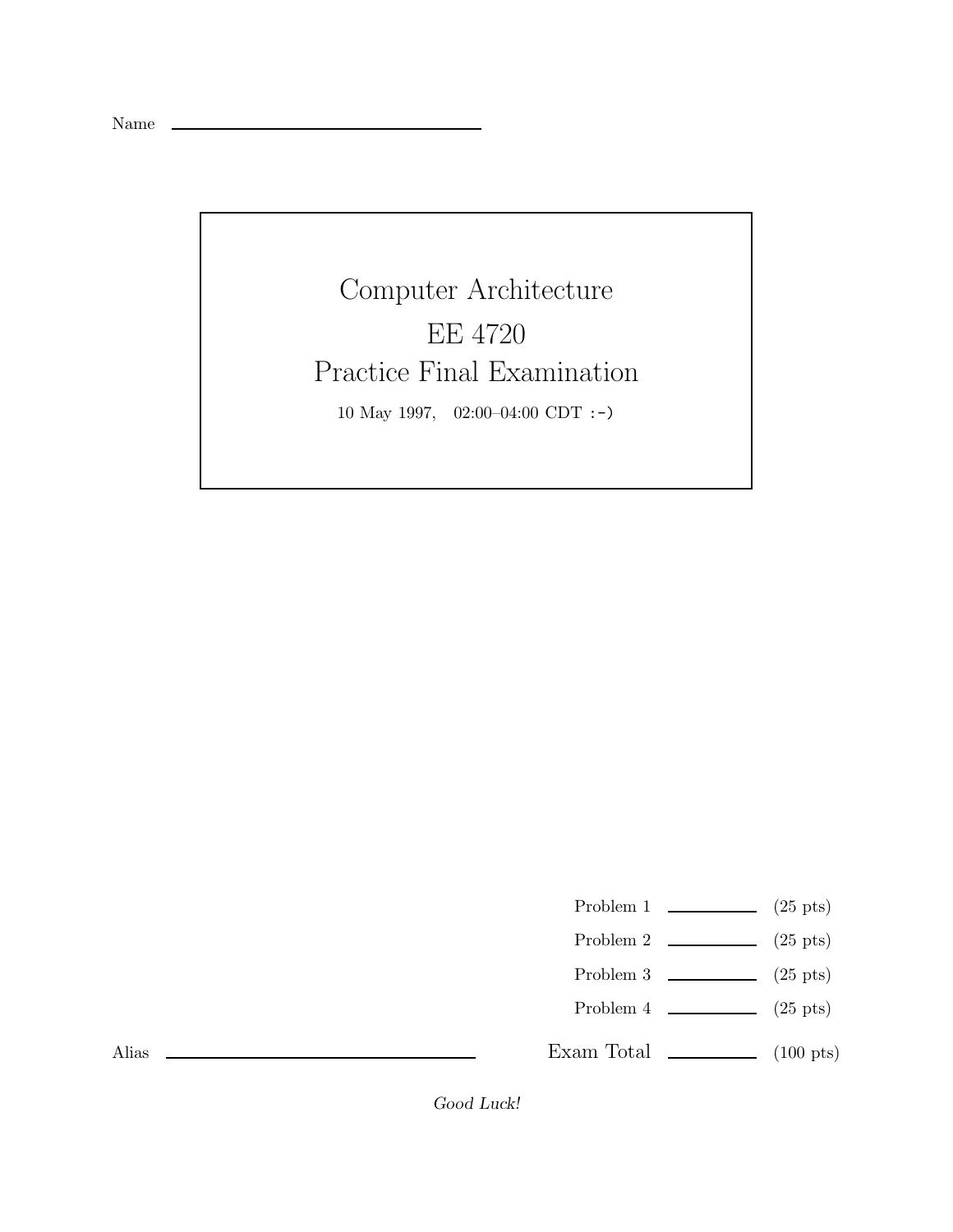Name \_\_\_\_\_\_\_\_\_\_\_\_\_\_\_\_\_\_\_\_\_\_\_\_\_\_\_\_\_\_

# Computer Architecture

## EE 4720

## Practice Final Examination

10 May 1997, 02:00–04:00 CDT :-)

| | | |
|---|---|---|
| Problem 1 | \_\_\_\_\_\_\_\_ | (25 pts) |
| Problem 2 | \_\_\_\_\_\_\_\_ | (25 pts) |
| Problem 3 | \_\_\_\_\_\_\_\_ | (25 pts) |
| Problem 4 | \_\_\_\_\_\_\_\_ | (25 pts) |
| Exam Total | \_\_\_\_\_\_\_\_ | (100 pts) |

Alias \_\_\_\_\_\_\_\_\_\_\_\_\_\_\_\_\_\_\_\_\_\_\_\_\_\_\_\_\_\_

*Good Luck!*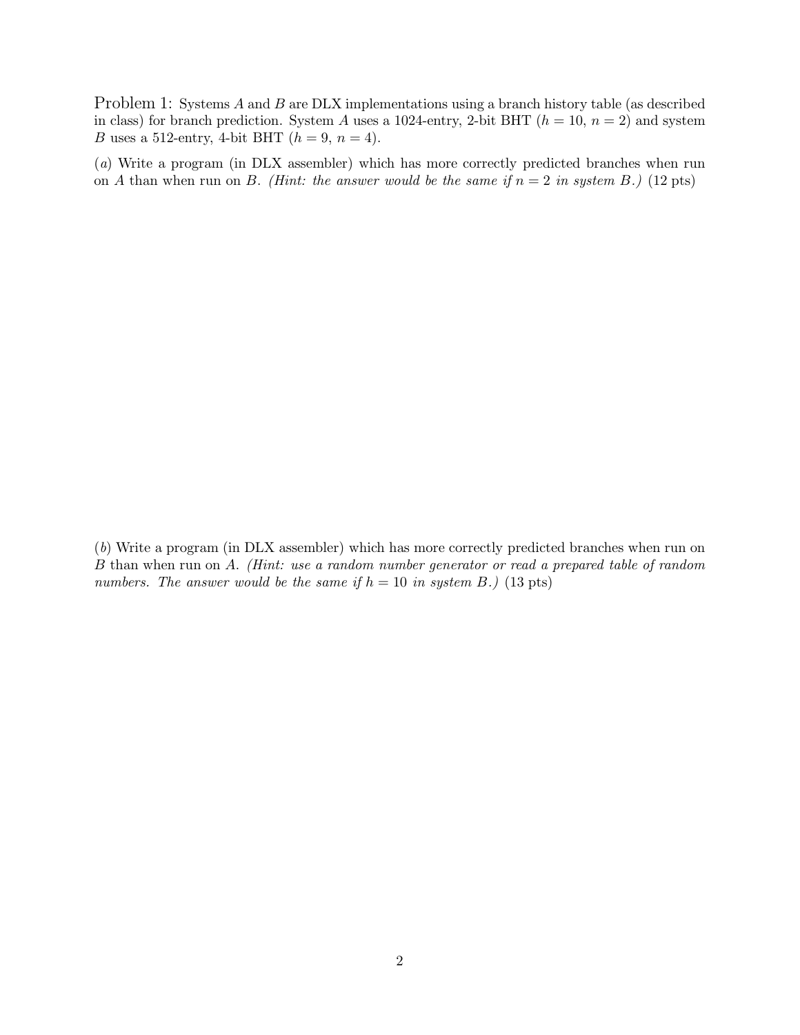Problem 1: Systems $A$ and $B$ are DLX implementations using a branch history table (as described in class) for branch prediction. System $A$ uses a 1024-entry, 2-bit BHT ($h = 10$, $n = 2$) and system $B$ uses a 512-entry, 4-bit BHT ($h = 9$, $n = 4$).

($a$) Write a program (in DLX assembler) which has more correctly predicted branches when run on $A$ than when run on $B$. *(Hint: the answer would be the same if $n = 2$ in system $B$.)* (12 pts)

($b$) Write a program (in DLX assembler) which has more correctly predicted branches when run on $B$ than when run on $A$. *(Hint: use a random number generator or read a prepared table of random numbers. The answer would be the same if $h = 10$ in system $B$.)* (13 pts)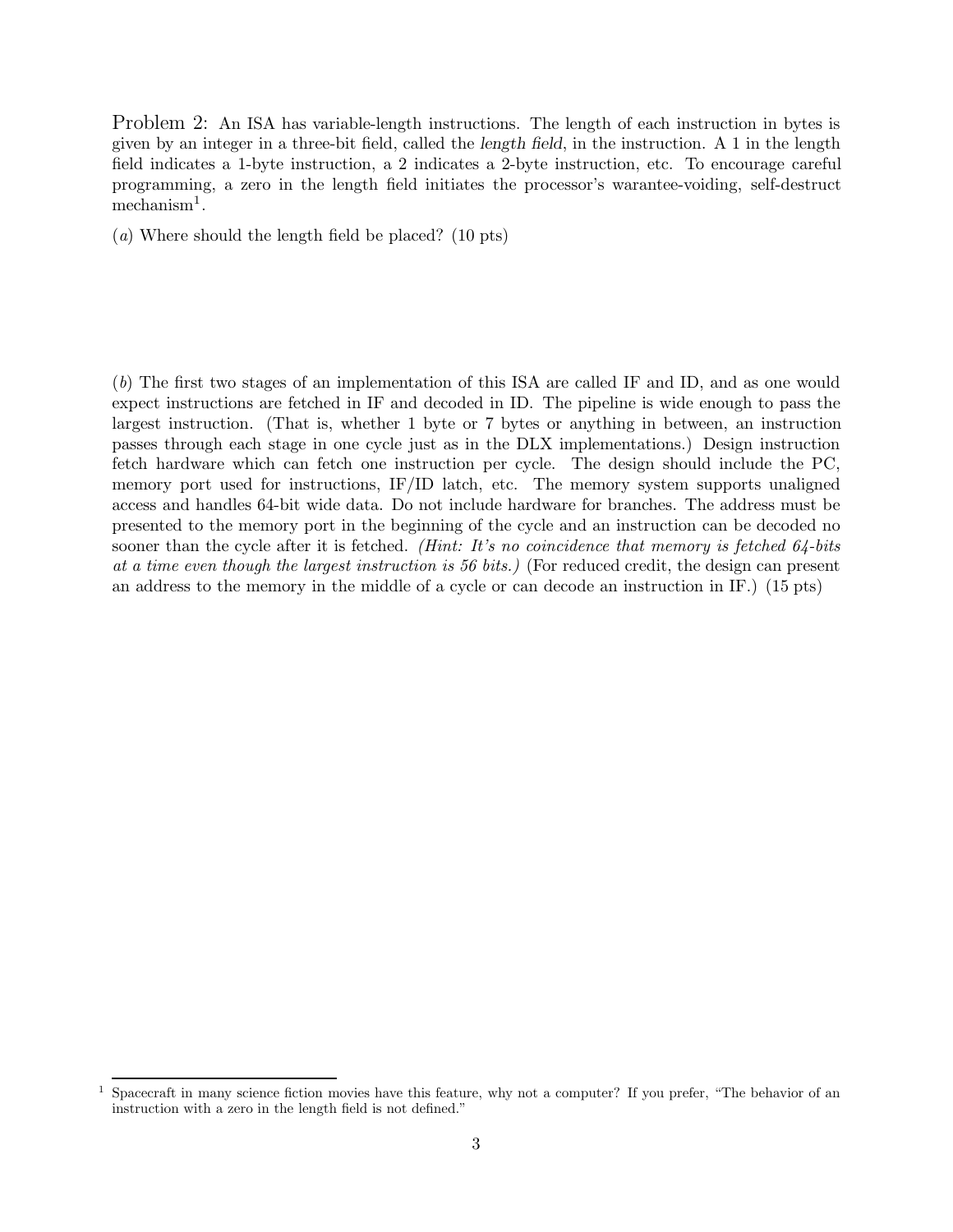Problem 2: An ISA has variable-length instructions. The length of each instruction in bytes is given by an integer in a three-bit field, called the *length field*, in the instruction. A 1 in the length field indicates a 1-byte instruction, a 2 indicates a 2-byte instruction, etc. To encourage careful programming, a zero in the length field initiates the processor's warantee-voiding, self-destruct mechanism[1].

(*a*) Where should the length field be placed? (10 pts)

(*b*) The first two stages of an implementation of this ISA are called IF and ID, and as one would expect instructions are fetched in IF and decoded in ID. The pipeline is wide enough to pass the largest instruction. (That is, whether 1 byte or 7 bytes or anything in between, an instruction passes through each stage in one cycle just as in the DLX implementations.) Design instruction fetch hardware which can fetch one instruction per cycle. The design should include the PC, memory port used for instructions, IF/ID latch, etc. The memory system supports unaligned access and handles 64-bit wide data. Do not include hardware for branches. The address must be presented to the memory port in the beginning of the cycle and an instruction can be decoded no sooner than the cycle after it is fetched. *(Hint: It's no coincidence that memory is fetched 64-bits at a time even though the largest instruction is 56 bits.)* (For reduced credit, the design can present an address to the memory in the middle of a cycle or can decode an instruction in IF.) (15 pts)

[1] Spacecraft in many science fiction movies have this feature, why not a computer? If you prefer, "The behavior of an instruction with a zero in the length field is not defined."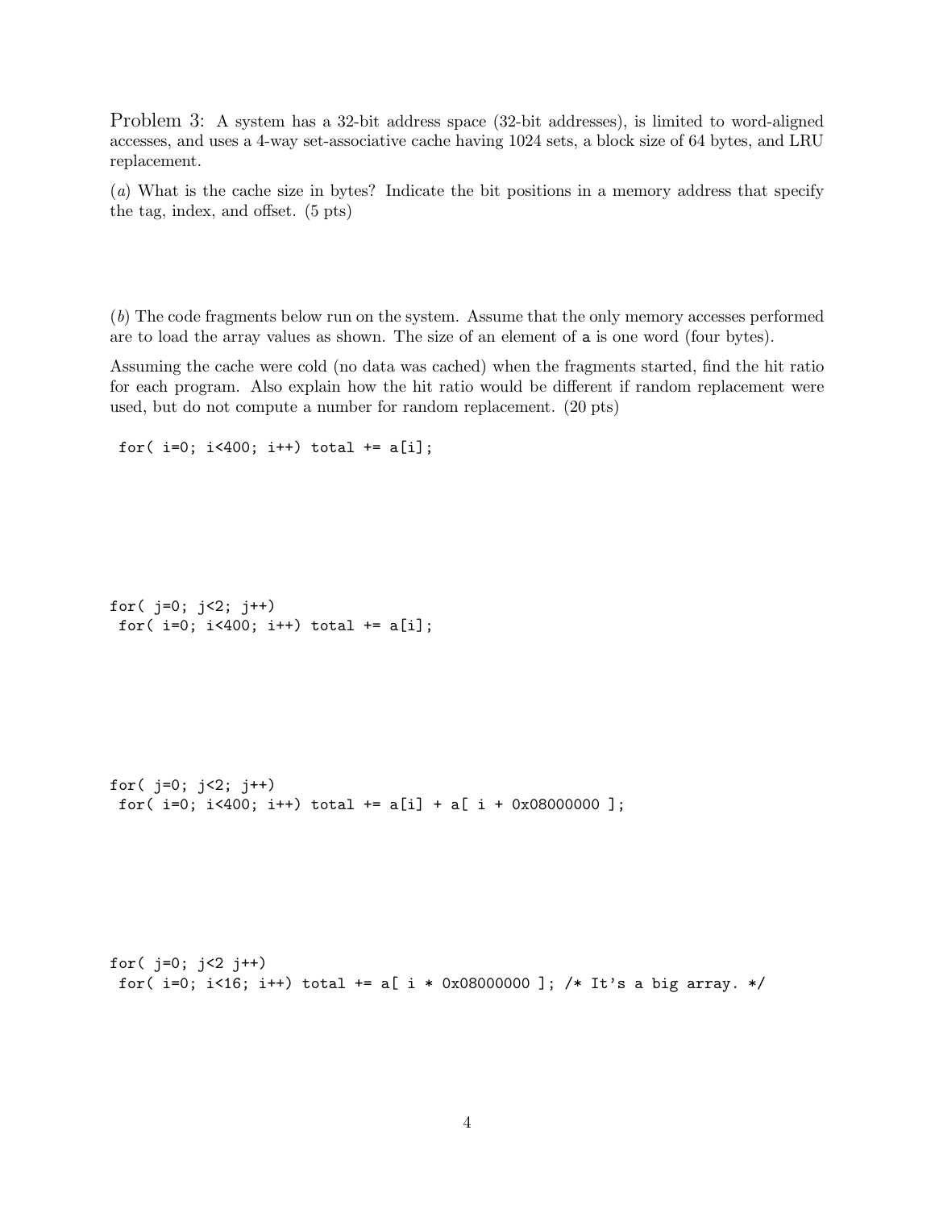Problem 3: A system has a 32-bit address space (32-bit addresses), is limited to word-aligned accesses, and uses a 4-way set-associative cache having 1024 sets, a block size of 64 bytes, and LRU replacement.

(*a*) What is the cache size in bytes? Indicate the bit positions in a memory address that specify the tag, index, and offset. (5 pts)

(*b*) The code fragments below run on the system. Assume that the only memory accesses performed are to load the array values as shown. The size of an element of `a` is one word (four bytes).

Assuming the cache were cold (no data was cached) when the fragments started, find the hit ratio for each program. Also explain how the hit ratio would be different if random replacement were used, but do not compute a number for random replacement. (20 pts)

```
 for( i=0; i<400; i++) total += a[i];
```

```
for( j=0; j<2; j++)
 for( i=0; i<400; i++) total += a[i];
```

```
for( j=0; j<2; j++)
 for( i=0; i<400; i++) total += a[i] + a[ i + 0x08000000 ];
```

```
for( j=0; j<2 j++)
 for( i=0; i<16; i++) total += a[ i * 0x08000000 ]; /* It's a big array. */
```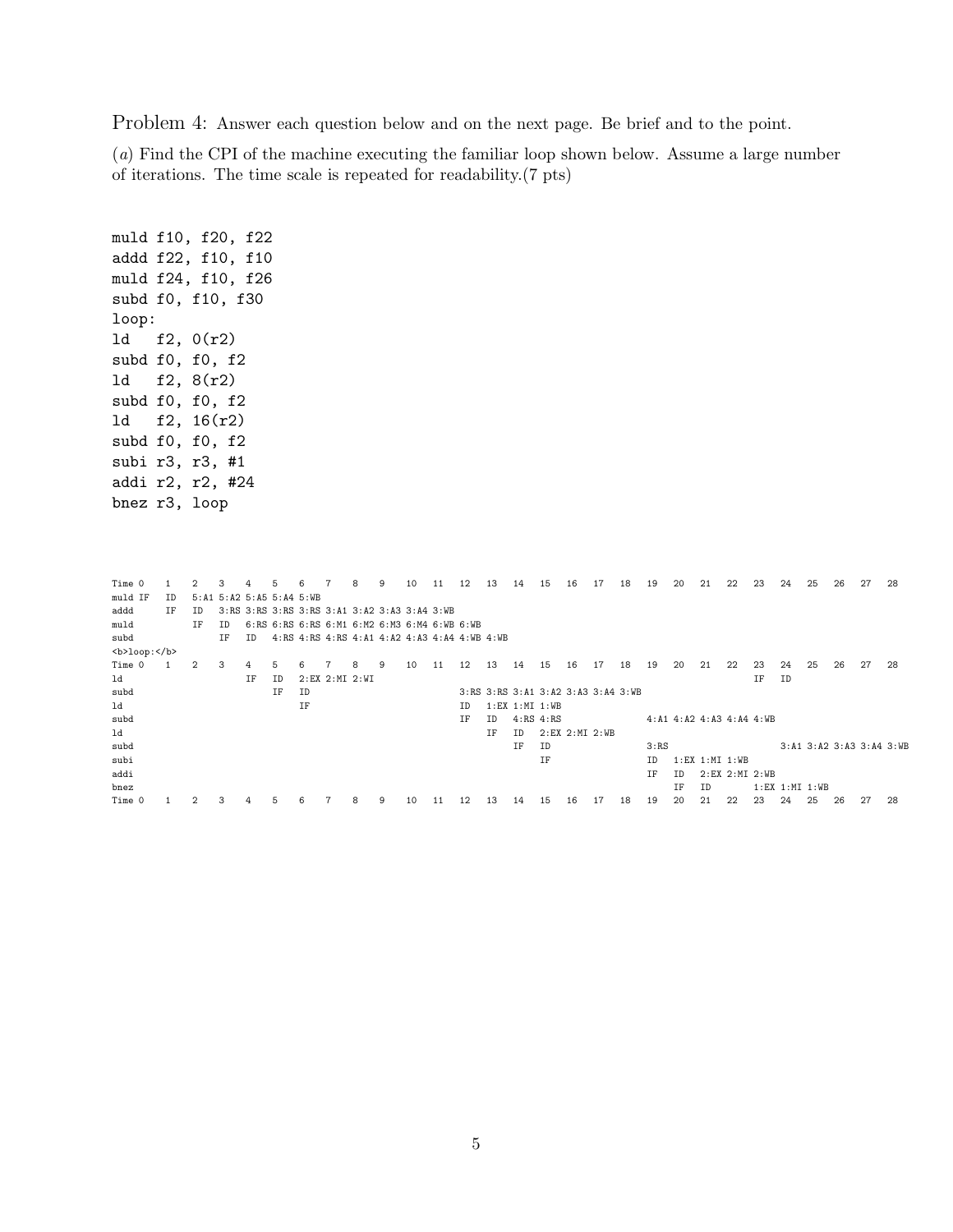Problem 4: Answer each question below and on the next page. Be brief and to the point.

(*a*) Find the CPI of the machine executing the familiar loop shown below. Assume a large number of iterations. The time scale is repeated for readability.(7 pts)

```
muld f10, f20, f22
addd f22, f10, f10
muld f24, f10, f26
subd f0, f10, f30
loop:
ld   f2, 0(r2)
subd f0, f0, f2
ld   f2, 8(r2)
subd f0, f0, f2
ld   f2, 16(r2)
subd f0, f0, f2
subi r3, r3, #1
addi r2, r2, #24
bnez r3, loop
```

```
Time 0    1    2    3    4    5    6    7    8    9    10   11   12   13   14   15   16   17   18   19   20   21   22   23   24   25   26   27   28
muld IF   ID   5:A1 5:A2 5:A5 5:A4 5:WB
addd      IF   ID   3:RS 3:RS 3:RS 3:RS 3:A1 3:A2 3:A3 3:A4 3:WB
muld           IF   ID   6:RS 6:RS 6:RS 6:M1 6:M2 6:M3 6:M4 6:WB 6:WB
subd                IF   ID   4:RS 4:RS 4:RS 4:A1 4:A2 4:A3 4:A4 4:WB 4:WB
<b>loop:</b>
Time 0    1    2    3    4    5    6    7    8    9    10   11   12   13   14   15   16   17   18   19   20   21   22   23   24   25   26   27   28
ld                       IF   ID   2:EX 2:MI 2:WI                                                                  IF   ID
subd                          IF   ID                            3:RS 3:RS 3:A1 3:A2 3:A3 3:A4 3:WB
ld                                 IF                            ID   1:EX 1:MI 1:WB
subd                                                             IF   ID   4:RS 4:RS                4:A1 4:A2 4:A3 4:A4 4:WB
ld                                                                    IF   ID   2:EX 2:MI 2:WB
subd                                                                       IF   ID                  3:RS                     3:A1 3:A2 3:A3 3:A4 3:WB
subi                                                                            IF                  ID   1:EX 1:MI 1:WB
addi                                                                                                IF   ID   2:EX 2:MI 2:WB
bnez                                                                                                     IF   ID        1:EX 1:MI 1:WB
Time 0    1    2    3    4    5    6    7    8    9    10   11   12   13   14   15   16   17   18   19   20   21   22   23   24   25   26   27   28
```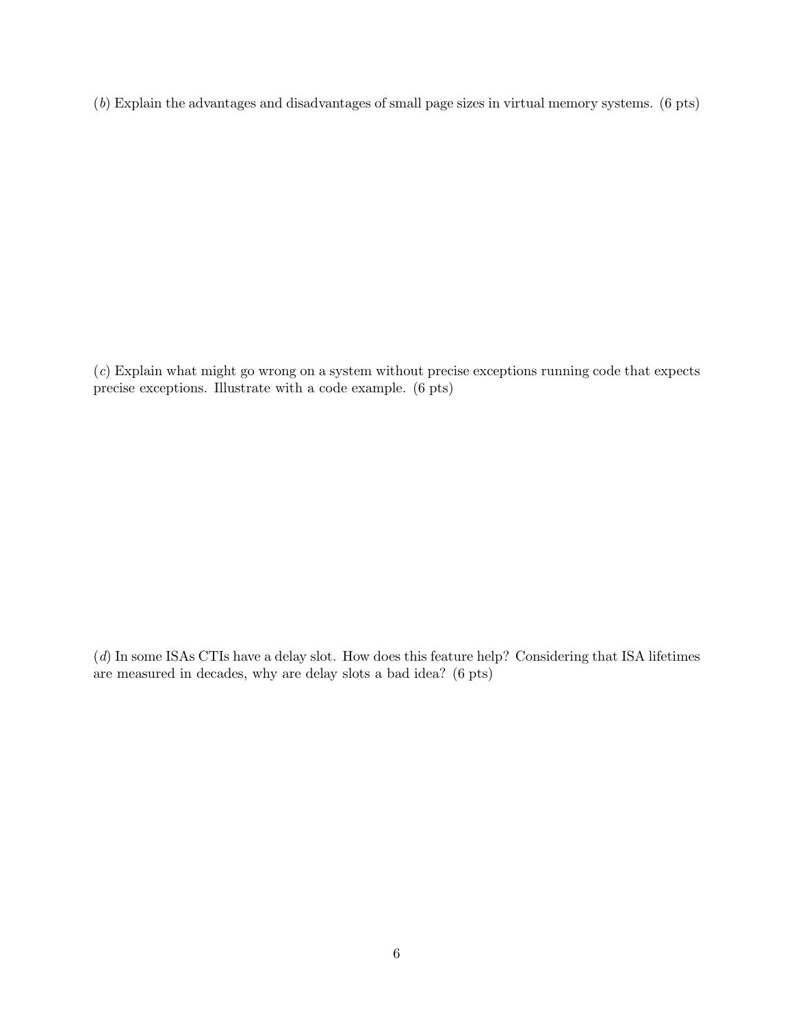(*b*) Explain the advantages and disadvantages of small page sizes in virtual memory systems. (6 pts)

(*c*) Explain what might go wrong on a system without precise exceptions running code that expects precise exceptions. Illustrate with a code example. (6 pts)

(*d*) In some ISAs CTIs have a delay slot. How does this feature help? Considering that ISA lifetimes are measured in decades, why are delay slots a bad idea? (6 pts)